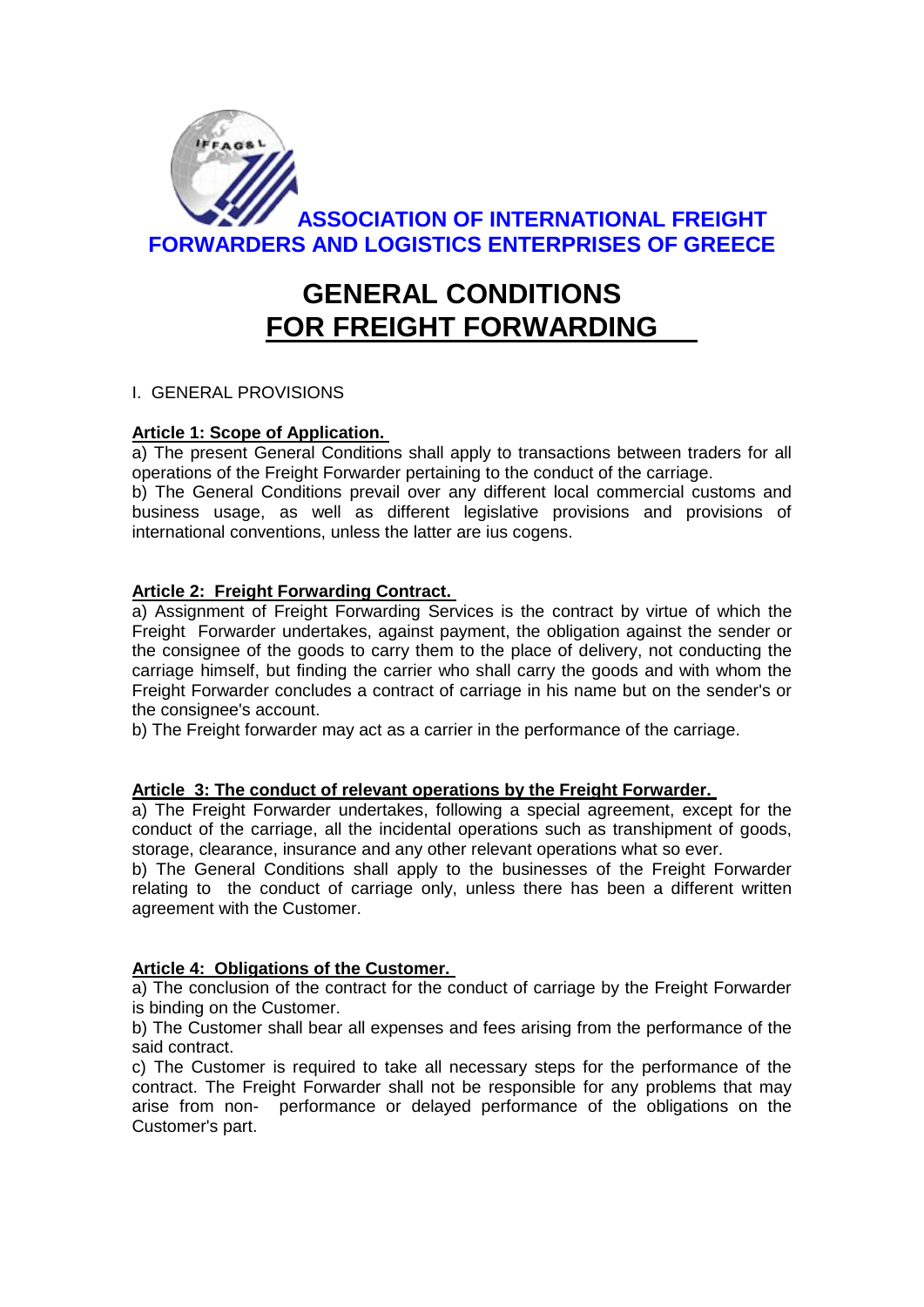# ASSOCIATION OF INTERNATIONAL FREIGHT FORWARDERS AND LOGISTICS ENTERPRISES OF GREECE

# GENERAL CONDITIONS FOR FREIGHT FORWARDING

I. GENERAL PROVISIONS

**Article 1: Scope of Application.**

a) The present General Conditions shall apply to transactions between traders for all operations of the Freight Forwarder pertaining to the conduct of the carriage.

b) The General Conditions prevail over any different local commercial customs and business usage, as well as different legislative provisions and provisions of international conventions, unless the latter are ius cogens.

**Article 2: Freight Forwarding Contract.**

a) Assignment of Freight Forwarding Services is the contract by virtue of which the Freight Forwarder undertakes, against payment, the obligation against the sender or the consignee of the goods to carry them to the place of delivery, not conducting the carriage himself, but finding the carrier who shall carry the goods and with whom the Freight Forwarder concludes a contract of carriage in his name but on the sender's or the consignee's account.

b) The Freight forwarder may act as a carrier in the performance of the carriage.

**Article 3: The conduct of relevant operations by the Freight Forwarder.**

a) The Freight Forwarder undertakes, following a special agreement, except for the conduct of the carriage, all the incidental operations such as transhipment of goods, storage, clearance, insurance and any other relevant operations what so ever.

b) The General Conditions shall apply to the businesses of the Freight Forwarder relating to the conduct of carriage only, unless there has been a different written agreement with the Customer.

**Article 4: Obligations of the Customer.**

a) The conclusion of the contract for the conduct of carriage by the Freight Forwarder is binding on the Customer.

b) The Customer shall bear all expenses and fees arising from the performance of the said contract.

c) The Customer is required to take all necessary steps for the performance of the contract. The Freight Forwarder shall not be responsible for any problems that may arise from non- performance or delayed performance of the obligations on the Customer's part.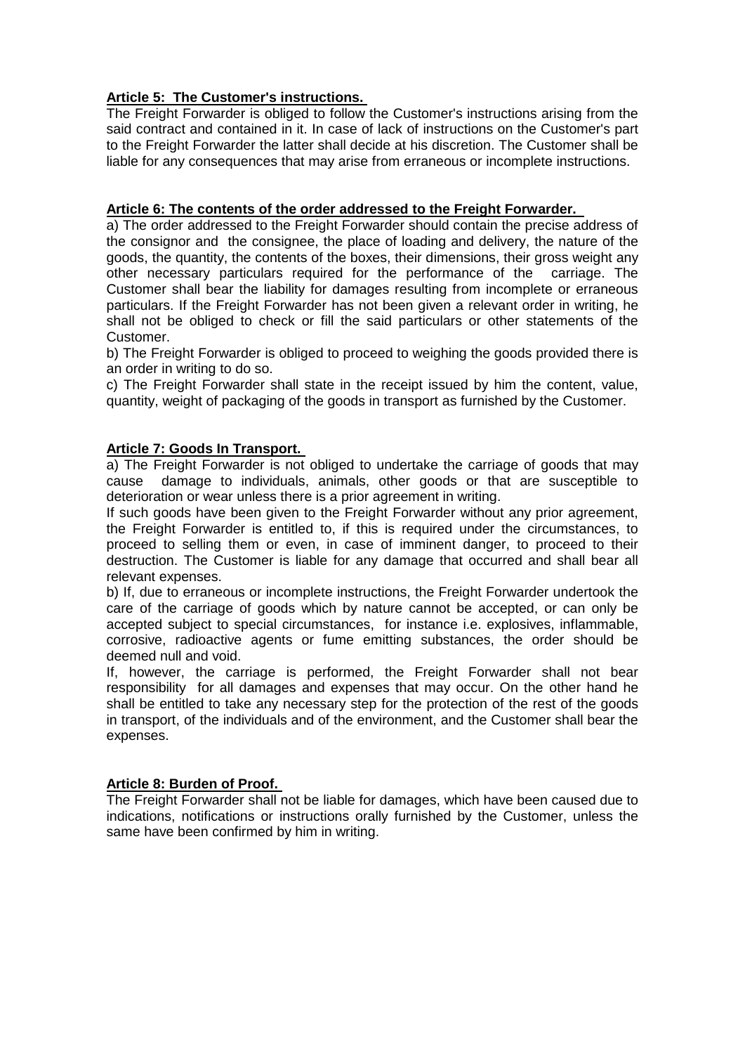**Article 5: The Customer's instructions.**

The Freight Forwarder is obliged to follow the Customer's instructions arising from the said contract and contained in it. In case of lack of instructions on the Customer's part to the Freight Forwarder the latter shall decide at his discretion. The Customer shall be liable for any consequences that may arise from erraneous or incomplete instructions.

**Article 6: The contents of the order addressed to the Freight Forwarder.**

a) The order addressed to the Freight Forwarder should contain the precise address of the consignor and the consignee, the place of loading and delivery, the nature of the goods, the quantity, the contents of the boxes, their dimensions, their gross weight any other necessary particulars required for the performance of the carriage. The Customer shall bear the liability for damages resulting from incomplete or erraneous particulars. If the Freight Forwarder has not been given a relevant order in writing, he shall not be obliged to check or fill the said particulars or other statements of the Customer.

b) The Freight Forwarder is obliged to proceed to weighing the goods provided there is an order in writing to do so.

c) The Freight Forwarder shall state in the receipt issued by him the content, value, quantity, weight of packaging of the goods in transport as furnished by the Customer.

**Article 7: Goods In Transport.**

a) The Freight Forwarder is not obliged to undertake the carriage of goods that may cause damage to individuals, animals, other goods or that are susceptible to deterioration or wear unless there is a prior agreement in writing.

If such goods have been given to the Freight Forwarder without any prior agreement, the Freight Forwarder is entitled to, if this is required under the circumstances, to proceed to selling them or even, in case of imminent danger, to proceed to their destruction. The Customer is liable for any damage that occurred and shall bear all relevant expenses.

b) If, due to erraneous or incomplete instructions, the Freight Forwarder undertook the care of the carriage of goods which by nature cannot be accepted, or can only be accepted subject to special circumstances, for instance i.e. explosives, inflammable, corrosive, radioactive agents or fume emitting substances, the order should be deemed null and void.

If, however, the carriage is performed, the Freight Forwarder shall not bear responsibility for all damages and expenses that may occur. On the other hand he shall be entitled to take any necessary step for the protection of the rest of the goods in transport, of the individuals and of the environment, and the Customer shall bear the expenses.

**Article 8: Burden of Proof.**

The Freight Forwarder shall not be liable for damages, which have been caused due to indications, notifications or instructions orally furnished by the Customer, unless the same have been confirmed by him in writing.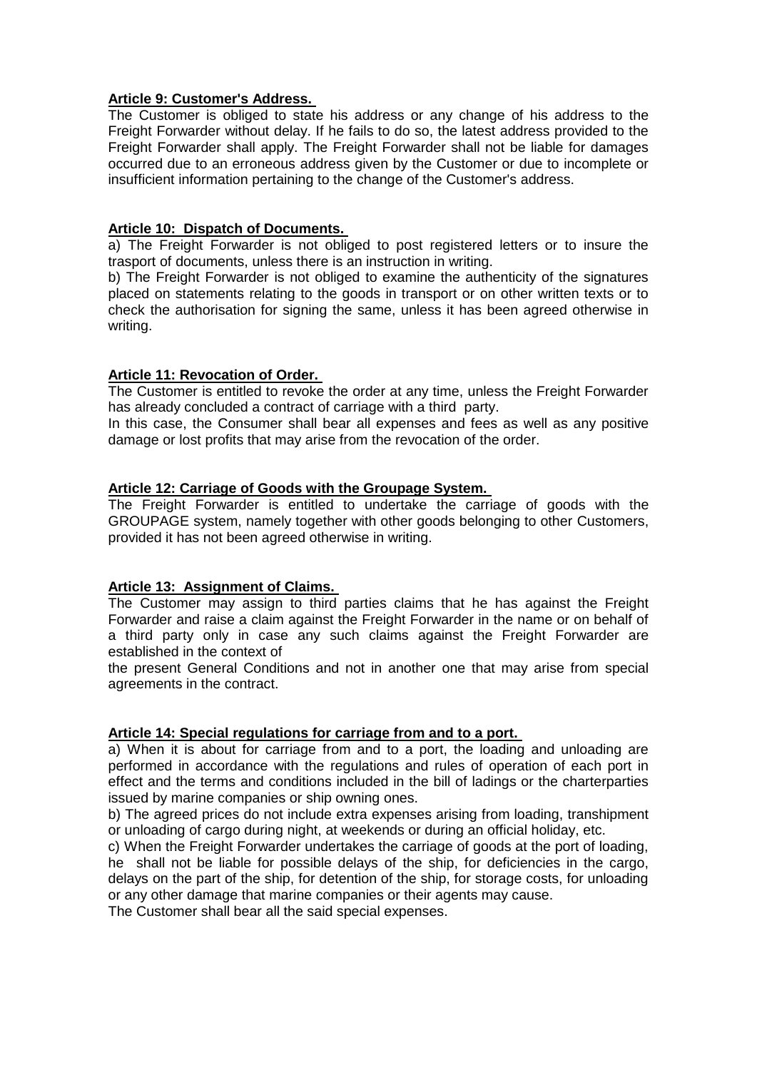**Article 9: Customer's Address.**

The Customer is obliged to state his address or any change of his address to the Freight Forwarder without delay. If he fails to do so, the latest address provided to the Freight Forwarder shall apply. The Freight Forwarder shall not be liable for damages occurred due to an erroneous address given by the Customer or due to incomplete or insufficient information pertaining to the change of the Customer's address.

**Article 10: Dispatch of Documents.**

a) The Freight Forwarder is not obliged to post registered letters or to insure the trasport of documents, unless there is an instruction in writing.

b) The Freight Forwarder is not obliged to examine the authenticity of the signatures placed on statements relating to the goods in transport or on other written texts or to check the authorisation for signing the same, unless it has been agreed otherwise in writing.

**Article 11: Revocation of Order.**

The Customer is entitled to revoke the order at any time, unless the Freight Forwarder has already concluded a contract of carriage with a third party.

In this case, the Consumer shall bear all expenses and fees as well as any positive damage or lost profits that may arise from the revocation of the order.

**Article 12: Carriage of Goods with the Groupage System.**

The Freight Forwarder is entitled to undertake the carriage of goods with the GROUPAGE system, namely together with other goods belonging to other Customers, provided it has not been agreed otherwise in writing.

**Article 13: Assignment of Claims.**

The Customer may assign to third parties claims that he has against the Freight Forwarder and raise a claim against the Freight Forwarder in the name or on behalf of a third party only in case any such claims against the Freight Forwarder are established in the context of

the present General Conditions and not in another one that may arise from special agreements in the contract.

**Article 14: Special regulations for carriage from and to a port.**

a) When it is about for carriage from and to a port, the loading and unloading are performed in accordance with the regulations and rules of operation of each port in effect and the terms and conditions included in the bill of ladings or the charterparties issued by marine companies or ship owning ones.

b) The agreed prices do not include extra expenses arising from loading, transhipment or unloading of cargo during night, at weekends or during an official holiday, etc.

c) When the Freight Forwarder undertakes the carriage of goods at the port of loading, he shall not be liable for possible delays of the ship, for deficiencies in the cargo, delays on the part of the ship, for detention of the ship, for storage costs, for unloading or any other damage that marine companies or their agents may cause.

The Customer shall bear all the said special expenses.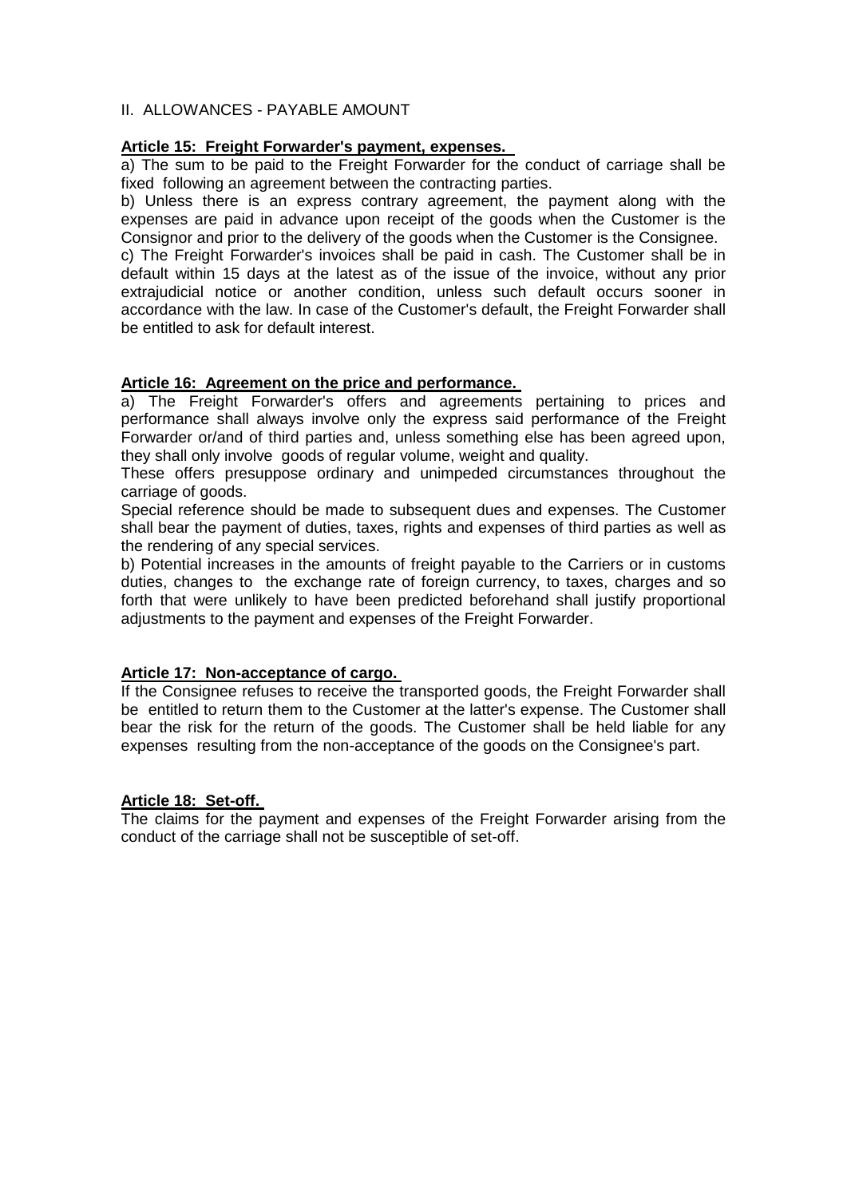## II. ALLOWANCES - PAYABLE AMOUNT

### Article 15: Freight Forwarder's payment, expenses.

a) The sum to be paid to the Freight Forwarder for the conduct of carriage shall be fixed following an agreement between the contracting parties.

b) Unless there is an express contrary agreement, the payment along with the expenses are paid in advance upon receipt of the goods when the Customer is the Consignor and prior to the delivery of the goods when the Customer is the Consignee.

c) The Freight Forwarder's invoices shall be paid in cash. The Customer shall be in default within 15 days at the latest as of the issue of the invoice, without any prior extrajudicial notice or another condition, unless such default occurs sooner in accordance with the law. In case of the Customer's default, the Freight Forwarder shall be entitled to ask for default interest.

### Article 16: Agreement on the price and performance.

a) The Freight Forwarder's offers and agreements pertaining to prices and performance shall always involve only the express said performance of the Freight Forwarder or/and of third parties and, unless something else has been agreed upon, they shall only involve goods of regular volume, weight and quality.

These offers presuppose ordinary and unimpeded circumstances throughout the carriage of goods.

Special reference should be made to subsequent dues and expenses. The Customer shall bear the payment of duties, taxes, rights and expenses of third parties as well as the rendering of any special services.

b) Potential increases in the amounts of freight payable to the Carriers or in customs duties, changes to the exchange rate of foreign currency, to taxes, charges and so forth that were unlikely to have been predicted beforehand shall justify proportional adjustments to the payment and expenses of the Freight Forwarder.

### Article 17: Non-acceptance of cargo.

If the Consignee refuses to receive the transported goods, the Freight Forwarder shall be entitled to return them to the Customer at the latter's expense. The Customer shall bear the risk for the return of the goods. The Customer shall be held liable for any expenses resulting from the non-acceptance of the goods on the Consignee's part.

### Article 18: Set-off.

The claims for the payment and expenses of the Freight Forwarder arising from the conduct of the carriage shall not be susceptible of set-off.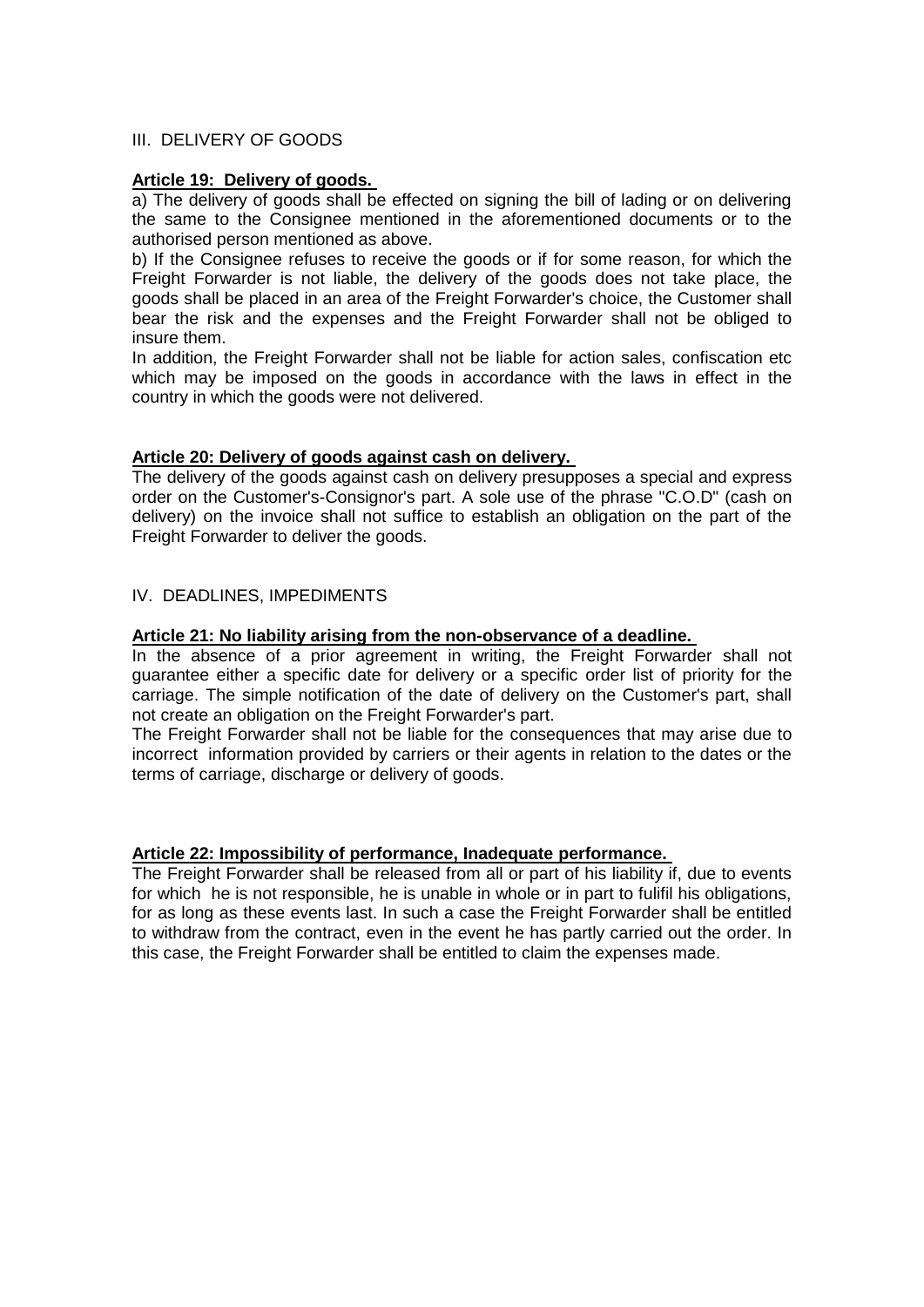## III. DELIVERY OF GOODS

**Article 19: Delivery of goods.**

a) The delivery of goods shall be effected on signing the bill of lading or on delivering the same to the Consignee mentioned in the aforementioned documents or to the authorised person mentioned as above.

b) If the Consignee refuses to receive the goods or if for some reason, for which the Freight Forwarder is not liable, the delivery of the goods does not take place, the goods shall be placed in an area of the Freight Forwarder's choice, the Customer shall bear the risk and the expenses and the Freight Forwarder shall not be obliged to insure them.

In addition, the Freight Forwarder shall not be liable for action sales, confiscation etc which may be imposed on the goods in accordance with the laws in effect in the country in which the goods were not delivered.

**Article 20: Delivery of goods against cash on delivery.**

The delivery of the goods against cash on delivery presupposes a special and express order on the Customer's-Consignor's part. A sole use of the phrase "C.O.D" (cash on delivery) on the invoice shall not suffice to establish an obligation on the part of the Freight Forwarder to deliver the goods.

## IV. DEADLINES, IMPEDIMENTS

**Article 21: No liability arising from the non-observance of a deadline.**

In the absence of a prior agreement in writing, the Freight Forwarder shall not guarantee either a specific date for delivery or a specific order list of priority for the carriage. The simple notification of the date of delivery on the Customer's part, shall not create an obligation on the Freight Forwarder's part.

The Freight Forwarder shall not be liable for the consequences that may arise due to incorrect information provided by carriers or their agents in relation to the dates or the terms of carriage, discharge or delivery of goods.

**Article 22: Impossibility of performance, Inadequate performance.**

The Freight Forwarder shall be released from all or part of his liability if, due to events for which he is not responsible, he is unable in whole or in part to fulifil his obligations, for as long as these events last. In such a case the Freight Forwarder shall be entitled to withdraw from the contract, even in the event he has partly carried out the order. In this case, the Freight Forwarder shall be entitled to claim the expenses made.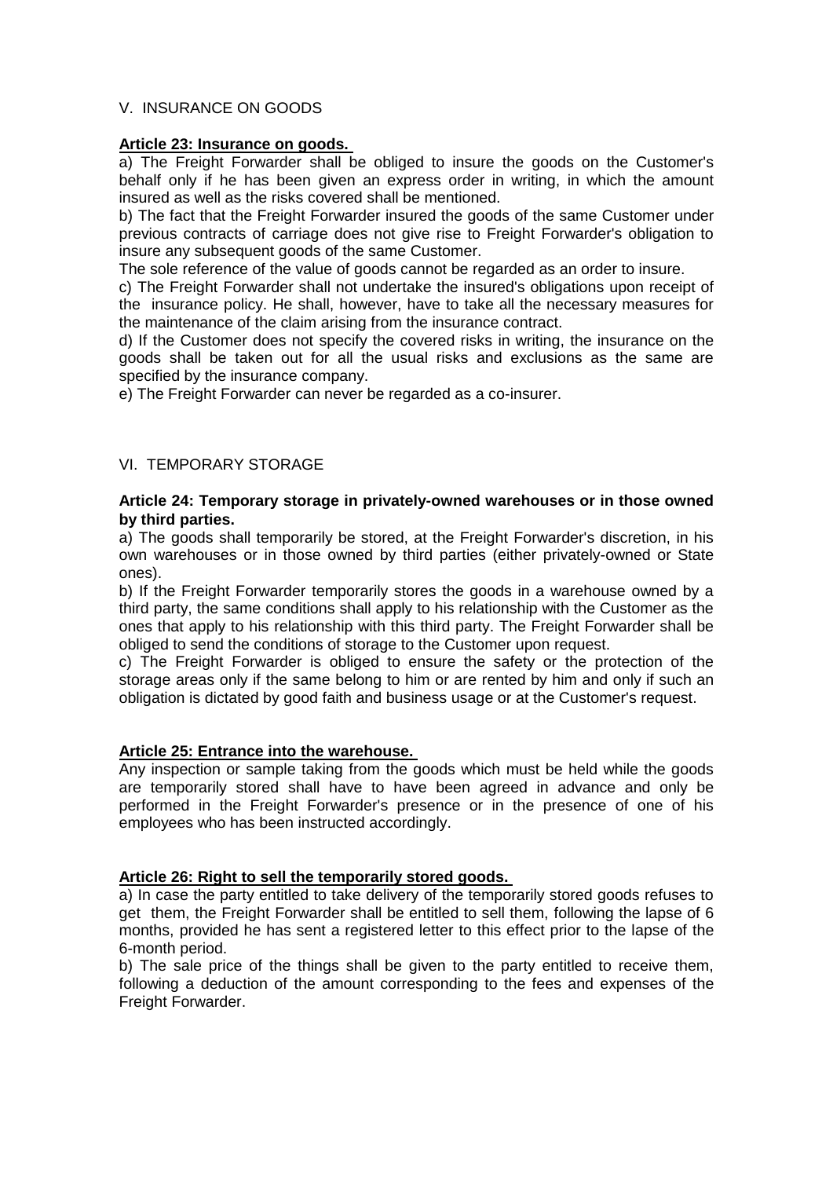## V. INSURANCE ON GOODS

**Article 23: Insurance on goods.**

a) The Freight Forwarder shall be obliged to insure the goods on the Customer's behalf only if he has been given an express order in writing, in which the amount insured as well as the risks covered shall be mentioned.

b) The fact that the Freight Forwarder insured the goods of the same Customer under previous contracts of carriage does not give rise to Freight Forwarder's obligation to insure any subsequent goods of the same Customer.

The sole reference of the value of goods cannot be regarded as an order to insure.

c) The Freight Forwarder shall not undertake the insured's obligations upon receipt of the insurance policy. He shall, however, have to take all the necessary measures for the maintenance of the claim arising from the insurance contract.

d) If the Customer does not specify the covered risks in writing, the insurance on the goods shall be taken out for all the usual risks and exclusions as the same are specified by the insurance company.

e) The Freight Forwarder can never be regarded as a co-insurer.

## VI. TEMPORARY STORAGE

**Article 24: Temporary storage in privately-owned warehouses or in those owned by third parties.**

a) The goods shall temporarily be stored, at the Freight Forwarder's discretion, in his own warehouses or in those owned by third parties (either privately-owned or State ones).

b) If the Freight Forwarder temporarily stores the goods in a warehouse owned by a third party, the same conditions shall apply to his relationship with the Customer as the ones that apply to his relationship with this third party. The Freight Forwarder shall be obliged to send the conditions of storage to the Customer upon request.

c) The Freight Forwarder is obliged to ensure the safety or the protection of the storage areas only if the same belong to him or are rented by him and only if such an obligation is dictated by good faith and business usage or at the Customer's request.

**Article 25: Entrance into the warehouse.**

Any inspection or sample taking from the goods which must be held while the goods are temporarily stored shall have to have been agreed in advance and only be performed in the Freight Forwarder's presence or in the presence of one of his employees who has been instructed accordingly.

**Article 26: Right to sell the temporarily stored goods.**

a) In case the party entitled to take delivery of the temporarily stored goods refuses to get them, the Freight Forwarder shall be entitled to sell them, following the lapse of 6 months, provided he has sent a registered letter to this effect prior to the lapse of the 6-month period.

b) The sale price of the things shall be given to the party entitled to receive them, following a deduction of the amount corresponding to the fees and expenses of the Freight Forwarder.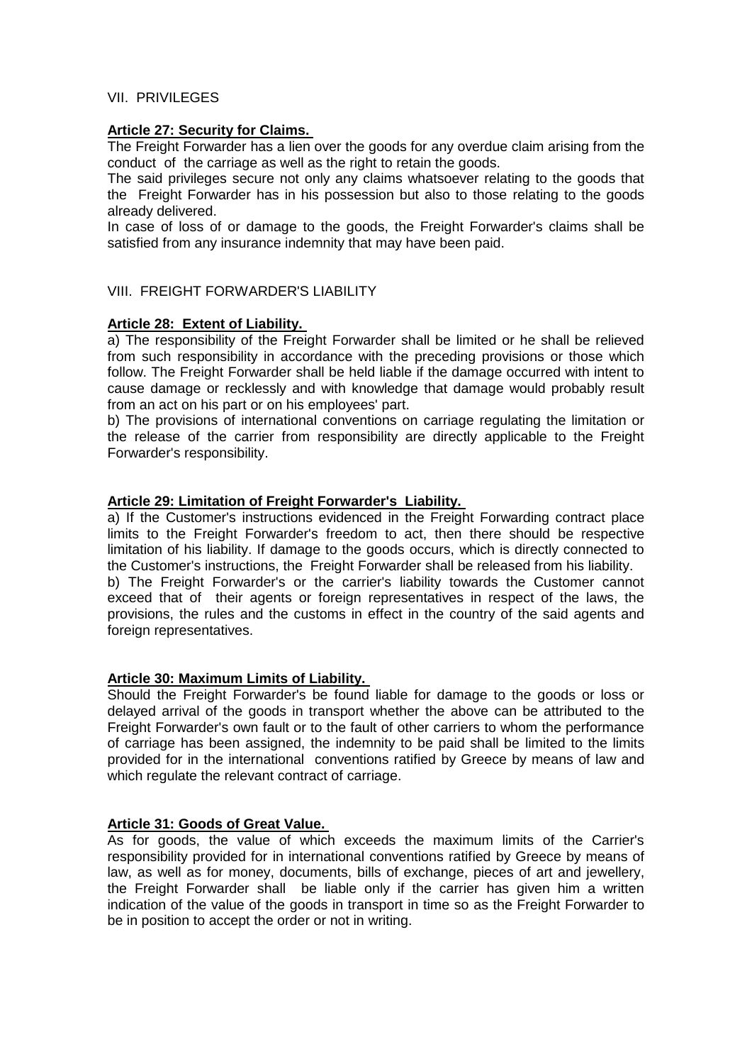## VII. PRIVILEGES

**Article 27: Security for Claims.**

The Freight Forwarder has a lien over the goods for any overdue claim arising from the conduct of the carriage as well as the right to retain the goods.

The said privileges secure not only any claims whatsoever relating to the goods that the Freight Forwarder has in his possession but also to those relating to the goods already delivered.

In case of loss of or damage to the goods, the Freight Forwarder's claims shall be satisfied from any insurance indemnity that may have been paid.

## VIII. FREIGHT FORWARDER'S LIABILITY

**Article 28: Extent of Liability.**

a) The responsibility of the Freight Forwarder shall be limited or he shall be relieved from such responsibility in accordance with the preceding provisions or those which follow. The Freight Forwarder shall be held liable if the damage occurred with intent to cause damage or recklessly and with knowledge that damage would probably result from an act on his part or on his employees' part.

b) The provisions of international conventions on carriage regulating the limitation or the release of the carrier from responsibility are directly applicable to the Freight Forwarder's responsibility.

**Article 29: Limitation of Freight Forwarder's Liability.**

a) If the Customer's instructions evidenced in the Freight Forwarding contract place limits to the Freight Forwarder's freedom to act, then there should be respective limitation of his liability. If damage to the goods occurs, which is directly connected to the Customer's instructions, the Freight Forwarder shall be released from his liability.

b) The Freight Forwarder's or the carrier's liability towards the Customer cannot exceed that of their agents or foreign representatives in respect of the laws, the provisions, the rules and the customs in effect in the country of the said agents and foreign representatives.

**Article 30: Maximum Limits of Liability.**

Should the Freight Forwarder's be found liable for damage to the goods or loss or delayed arrival of the goods in transport whether the above can be attributed to the Freight Forwarder's own fault or to the fault of other carriers to whom the performance of carriage has been assigned, the indemnity to be paid shall be limited to the limits provided for in the international conventions ratified by Greece by means of law and which regulate the relevant contract of carriage.

**Article 31: Goods of Great Value.**

As for goods, the value of which exceeds the maximum limits of the Carrier's responsibility provided for in international conventions ratified by Greece by means of law, as well as for money, documents, bills of exchange, pieces of art and jewellery, the Freight Forwarder shall be liable only if the carrier has given him a written indication of the value of the goods in transport in time so as the Freight Forwarder to be in position to accept the order or not in writing.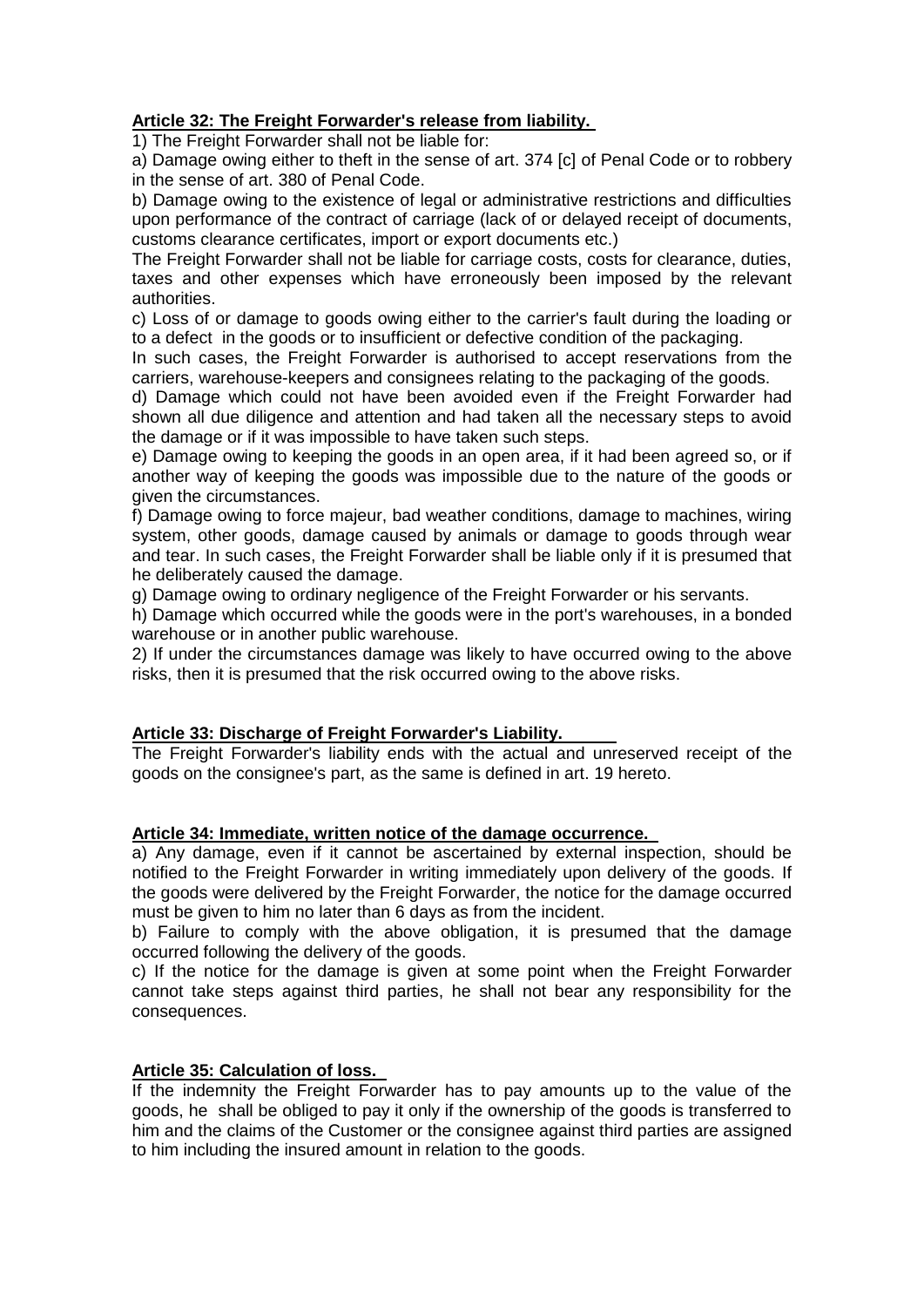**Article 32: The Freight Forwarder's release from liability.**

1) The Freight Forwarder shall not be liable for:

a) Damage owing either to theft in the sense of art. 374 [c] of Penal Code or to robbery in the sense of art. 380 of Penal Code.

b) Damage owing to the existence of legal or administrative restrictions and difficulties upon performance of the contract of carriage (lack of or delayed receipt of documents, customs clearance certificates, import or export documents etc.)

The Freight Forwarder shall not be liable for carriage costs, costs for clearance, duties, taxes and other expenses which have erroneously been imposed by the relevant authorities.

c) Loss of or damage to goods owing either to the carrier's fault during the loading or to a defect in the goods or to insufficient or defective condition of the packaging.

In such cases, the Freight Forwarder is authorised to accept reservations from the carriers, warehouse-keepers and consignees relating to the packaging of the goods.

d) Damage which could not have been avoided even if the Freight Forwarder had shown all due diligence and attention and had taken all the necessary steps to avoid the damage or if it was impossible to have taken such steps.

e) Damage owing to keeping the goods in an open area, if it had been agreed so, or if another way of keeping the goods was impossible due to the nature of the goods or given the circumstances.

f) Damage owing to force majeur, bad weather conditions, damage to machines, wiring system, other goods, damage caused by animals or damage to goods through wear and tear. In such cases, the Freight Forwarder shall be liable only if it is presumed that he deliberately caused the damage.

g) Damage owing to ordinary negligence of the Freight Forwarder or his servants.

h) Damage which occurred while the goods were in the port's warehouses, in a bonded warehouse or in another public warehouse.

2) If under the circumstances damage was likely to have occurred owing to the above risks, then it is presumed that the risk occurred owing to the above risks.

**Article 33: Discharge of Freight Forwarder's Liability.**

The Freight Forwarder's liability ends with the actual and unreserved receipt of the goods on the consignee's part, as the same is defined in art. 19 hereto.

**Article 34: Immediate, written notice of the damage occurrence.**

a) Any damage, even if it cannot be ascertained by external inspection, should be notified to the Freight Forwarder in writing immediately upon delivery of the goods. If the goods were delivered by the Freight Forwarder, the notice for the damage occurred must be given to him no later than 6 days as from the incident.

b) Failure to comply with the above obligation, it is presumed that the damage occurred following the delivery of the goods.

c) If the notice for the damage is given at some point when the Freight Forwarder cannot take steps against third parties, he shall not bear any responsibility for the consequences.

**Article 35: Calculation of loss.**

If the indemnity the Freight Forwarder has to pay amounts up to the value of the goods, he shall be obliged to pay it only if the ownership of the goods is transferred to him and the claims of the Customer or the consignee against third parties are assigned to him including the insured amount in relation to the goods.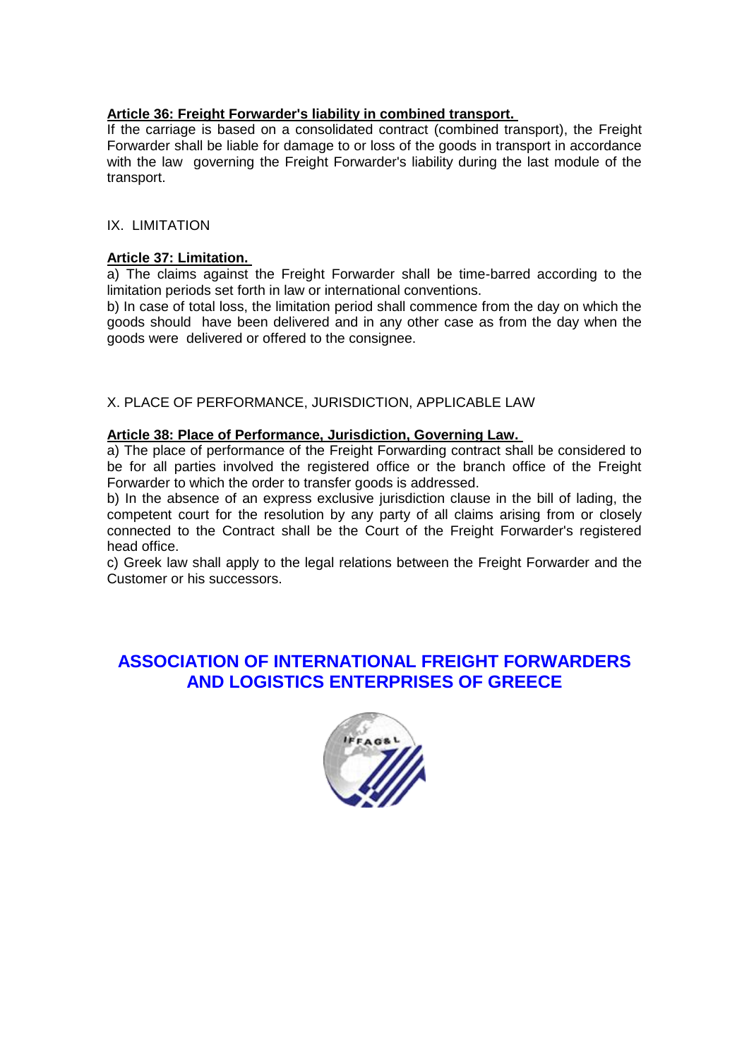**Article 36: Freight Forwarder's liability in combined transport.**

If the carriage is based on a consolidated contract (combined transport), the Freight Forwarder shall be liable for damage to or loss of the goods in transport in accordance with the law governing the Freight Forwarder's liability during the last module of the transport.

## IX. LIMITATION

**Article 37: Limitation.**

a) The claims against the Freight Forwarder shall be time-barred according to the limitation periods set forth in law or international conventions.

b) In case of total loss, the limitation period shall commence from the day on which the goods should have been delivered and in any other case as from the day when the goods were delivered or offered to the consignee.

## X. PLACE OF PERFORMANCE, JURISDICTION, APPLICABLE LAW

**Article 38: Place of Performance, Jurisdiction, Governing Law.**

a) The place of performance of the Freight Forwarding contract shall be considered to be for all parties involved the registered office or the branch office of the Freight Forwarder to which the order to transfer goods is addressed.

b) In the absence of an express exclusive jurisdiction clause in the bill of lading, the competent court for the resolution by any party of all claims arising from or closely connected to the Contract shall be the Court of the Freight Forwarder's registered head office.

c) Greek law shall apply to the legal relations between the Freight Forwarder and the Customer or his successors.

# ASSOCIATION OF INTERNATIONAL FREIGHT FORWARDERS AND LOGISTICS ENTERPRISES OF GREECE

IFFAG&L